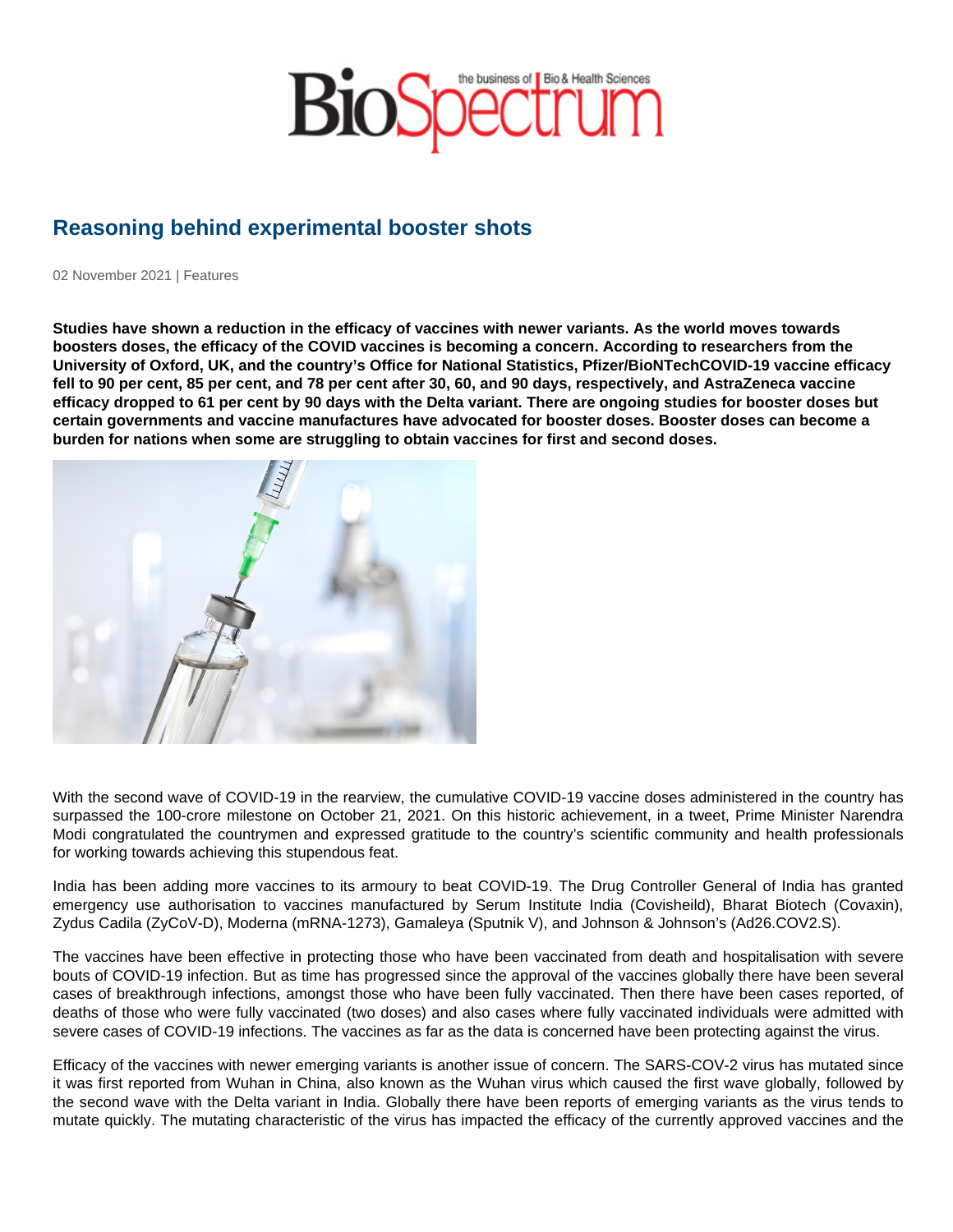# Reasoning behind experimental booster shots

02 November 2021 | Features

**Studies have shown a reduction in the efficacy of vaccines with newer variants. As the world moves towards boosters doses, the efficacy of the COVID vaccines is becoming a concern. According to researchers from the University of Oxford, UK, and the country's Office for National Statistics, Pfizer/BioNTechCOVID-19 vaccine efficacy fell to 90 per cent, 85 per cent, and 78 per cent after 30, 60, and 90 days, respectively, and AstraZeneca vaccine efficacy dropped to 61 per cent by 90 days with the Delta variant. There are ongoing studies for booster doses but certain governments and vaccine manufactures have advocated for booster doses. Booster doses can become a burden for nations when some are struggling to obtain vaccines for first and second doses.**

With the second wave of COVID-19 in the rearview, the cumulative COVID-19 vaccine doses administered in the country has surpassed the 100-crore milestone on October 21, 2021. On this historic achievement, in a tweet, Prime Minister Narendra Modi congratulated the countrymen and expressed gratitude to the country's scientific community and health professionals for working towards achieving this stupendous feat.

India has been adding more vaccines to its armoury to beat COVID-19. The Drug Controller General of India has granted emergency use authorisation to vaccines manufactured by Serum Institute India (Covisheild), Bharat Biotech (Covaxin), Zydus Cadila (ZyCoV-D), Moderna (mRNA-1273), Gamaleya (Sputnik V), and Johnson & Johnson's (Ad26.COV2.S).

The vaccines have been effective in protecting those who have been vaccinated from death and hospitalisation with severe bouts of COVID-19 infection. But as time has progressed since the approval of the vaccines globally there have been several cases of breakthrough infections, amongst those who have been fully vaccinated. Then there have been cases reported, of deaths of those who were fully vaccinated (two doses) and also cases where fully vaccinated individuals were admitted with severe cases of COVID-19 infections. The vaccines as far as the data is concerned have been protecting against the virus.

Efficacy of the vaccines with newer emerging variants is another issue of concern. The SARS-COV-2 virus has mutated since it was first reported from Wuhan in China, also known as the Wuhan virus which caused the first wave globally, followed by the second wave with the Delta variant in India. Globally there have been reports of emerging variants as the virus tends to mutate quickly. The mutating characteristic of the virus has impacted the efficacy of the currently approved vaccines and the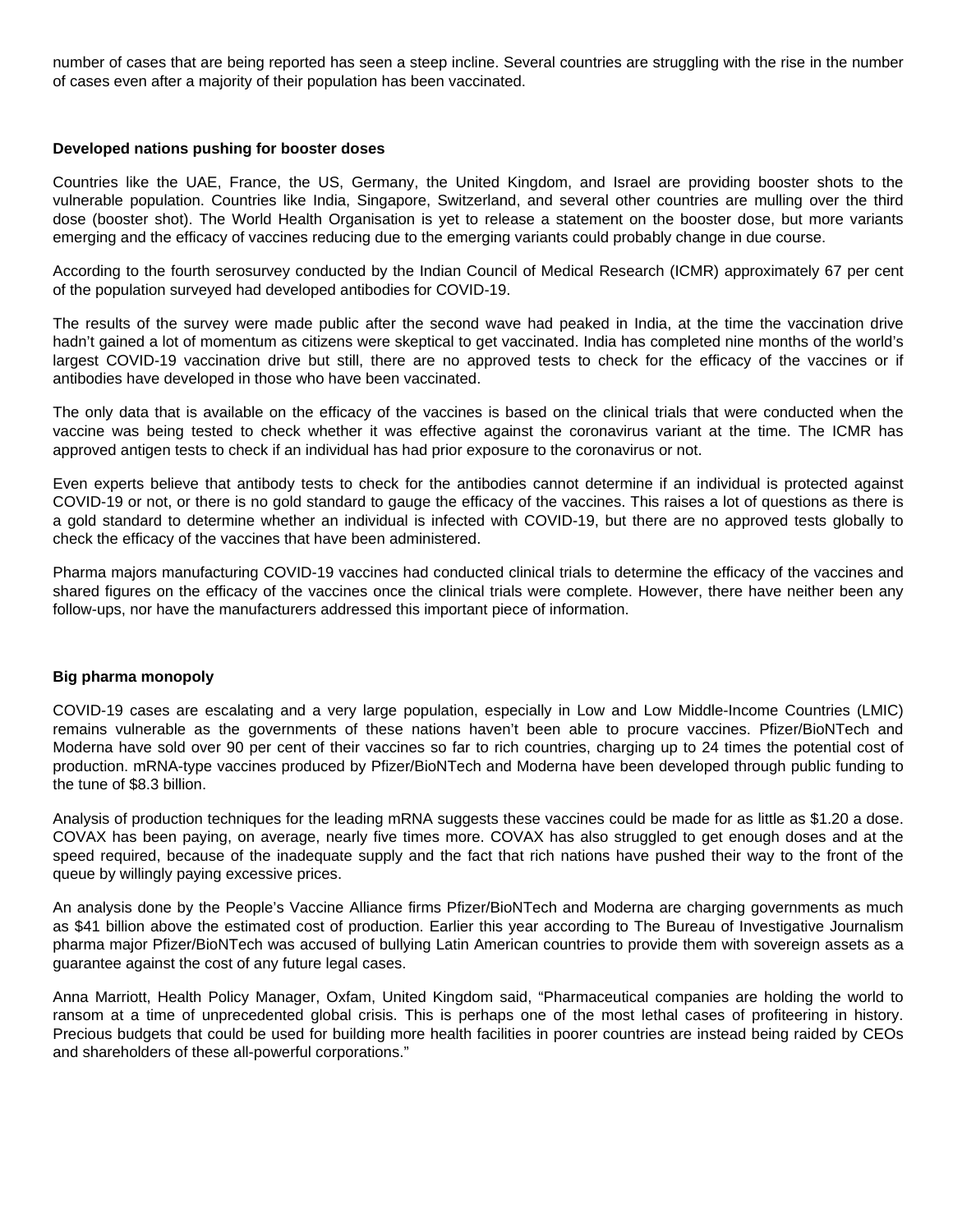number of cases that are being reported has seen a steep incline. Several countries are struggling with the rise in the number of cases even after a majority of their population has been vaccinated.

**Developed nations pushing for booster doses**

Countries like the UAE, France, the US, Germany, the United Kingdom, and Israel are providing booster shots to the vulnerable population. Countries like India, Singapore, Switzerland, and several other countries are mulling over the third dose (booster shot). The World Health Organisation is yet to release a statement on the booster dose, but more variants emerging and the efficacy of vaccines reducing due to the emerging variants could probably change in due course.

According to the fourth serosurvey conducted by the Indian Council of Medical Research (ICMR) approximately 67 per cent of the population surveyed had developed antibodies for COVID-19.

The results of the survey were made public after the second wave had peaked in India, at the time the vaccination drive hadn't gained a lot of momentum as citizens were skeptical to get vaccinated. India has completed nine months of the world's largest COVID-19 vaccination drive but still, there are no approved tests to check for the efficacy of the vaccines or if antibodies have developed in those who have been vaccinated.

The only data that is available on the efficacy of the vaccines is based on the clinical trials that were conducted when the vaccine was being tested to check whether it was effective against the coronavirus variant at the time. The ICMR has approved antigen tests to check if an individual has had prior exposure to the coronavirus or not.

Even experts believe that antibody tests to check for the antibodies cannot determine if an individual is protected against COVID-19 or not, or there is no gold standard to gauge the efficacy of the vaccines. This raises a lot of questions as there is a gold standard to determine whether an individual is infected with COVID-19, but there are no approved tests globally to check the efficacy of the vaccines that have been administered.

Pharma majors manufacturing COVID-19 vaccines had conducted clinical trials to determine the efficacy of the vaccines and shared figures on the efficacy of the vaccines once the clinical trials were complete. However, there have neither been any follow-ups, nor have the manufacturers addressed this important piece of information.

**Big pharma monopoly**

COVID-19 cases are escalating and a very large population, especially in Low and Low Middle-Income Countries (LMIC) remains vulnerable as the governments of these nations haven't been able to procure vaccines. Pfizer/BioNTech and Moderna have sold over 90 per cent of their vaccines so far to rich countries, charging up to 24 times the potential cost of production. mRNA-type vaccines produced by Pfizer/BioNTech and Moderna have been developed through public funding to the tune of $8.3 billion.

Analysis of production techniques for the leading mRNA suggests these vaccines could be made for as little as $1.20 a dose. COVAX has been paying, on average, nearly five times more. COVAX has also struggled to get enough doses and at the speed required, because of the inadequate supply and the fact that rich nations have pushed their way to the front of the queue by willingly paying excessive prices.

An analysis done by the People's Vaccine Alliance firms Pfizer/BioNTech and Moderna are charging governments as much as $41 billion above the estimated cost of production. Earlier this year according to The Bureau of Investigative Journalism pharma major Pfizer/BioNTech was accused of bullying Latin American countries to provide them with sovereign assets as a guarantee against the cost of any future legal cases.

Anna Marriott, Health Policy Manager, Oxfam, United Kingdom said, "Pharmaceutical companies are holding the world to ransom at a time of unprecedented global crisis. This is perhaps one of the most lethal cases of profiteering in history. Precious budgets that could be used for building more health facilities in poorer countries are instead being raided by CEOs and shareholders of these all-powerful corporations."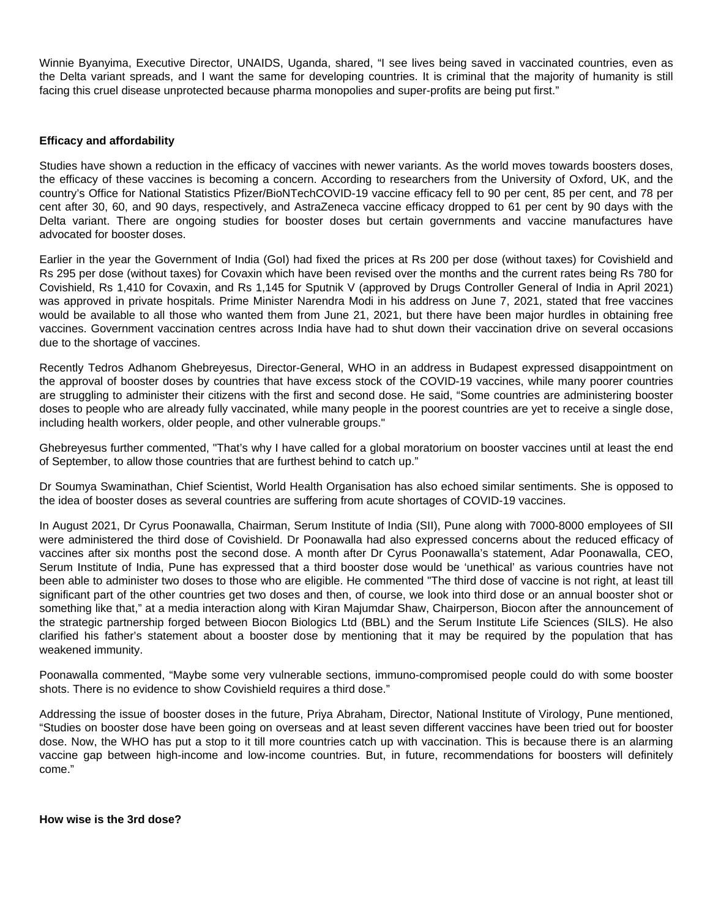Winnie Byanyima, Executive Director, UNAIDS, Uganda, shared, "I see lives being saved in vaccinated countries, even as the Delta variant spreads, and I want the same for developing countries. It is criminal that the majority of humanity is still facing this cruel disease unprotected because pharma monopolies and super-profits are being put first."

**Efficacy and affordability**

Studies have shown a reduction in the efficacy of vaccines with newer variants. As the world moves towards boosters doses, the efficacy of these vaccines is becoming a concern. According to researchers from the University of Oxford, UK, and the country's Office for National Statistics Pfizer/BioNTechCOVID-19 vaccine efficacy fell to 90 per cent, 85 per cent, and 78 per cent after 30, 60, and 90 days, respectively, and AstraZeneca vaccine efficacy dropped to 61 per cent by 90 days with the Delta variant. There are ongoing studies for booster doses but certain governments and vaccine manufactures have advocated for booster doses.

Earlier in the year the Government of India (GoI) had fixed the prices at Rs 200 per dose (without taxes) for Covishield and Rs 295 per dose (without taxes) for Covaxin which have been revised over the months and the current rates being Rs 780 for Covishield, Rs 1,410 for Covaxin, and Rs 1,145 for Sputnik V (approved by Drugs Controller General of India in April 2021) was approved in private hospitals. Prime Minister Narendra Modi in his address on June 7, 2021, stated that free vaccines would be available to all those who wanted them from June 21, 2021, but there have been major hurdles in obtaining free vaccines. Government vaccination centres across India have had to shut down their vaccination drive on several occasions due to the shortage of vaccines.

Recently Tedros Adhanom Ghebreyesus, Director-General, WHO in an address in Budapest expressed disappointment on the approval of booster doses by countries that have excess stock of the COVID-19 vaccines, while many poorer countries are struggling to administer their citizens with the first and second dose. He said, "Some countries are administering booster doses to people who are already fully vaccinated, while many people in the poorest countries are yet to receive a single dose, including health workers, older people, and other vulnerable groups."

Ghebreyesus further commented, "That's why I have called for a global moratorium on booster vaccines until at least the end of September, to allow those countries that are furthest behind to catch up."

Dr Soumya Swaminathan, Chief Scientist, World Health Organisation has also echoed similar sentiments. She is opposed to the idea of booster doses as several countries are suffering from acute shortages of COVID-19 vaccines.

In August 2021, Dr Cyrus Poonawalla, Chairman, Serum Institute of India (SII), Pune along with 7000-8000 employees of SII were administered the third dose of Covishield. Dr Poonawalla had also expressed concerns about the reduced efficacy of vaccines after six months post the second dose. A month after Dr Cyrus Poonawalla's statement, Adar Poonawalla, CEO, Serum Institute of India, Pune has expressed that a third booster dose would be 'unethical' as various countries have not been able to administer two doses to those who are eligible. He commented "The third dose of vaccine is not right, at least till significant part of the other countries get two doses and then, of course, we look into third dose or an annual booster shot or something like that," at a media interaction along with Kiran Majumdar Shaw, Chairperson, Biocon after the announcement of the strategic partnership forged between Biocon Biologics Ltd (BBL) and the Serum Institute Life Sciences (SILS). He also clarified his father's statement about a booster dose by mentioning that it may be required by the population that has weakened immunity.

Poonawalla commented, "Maybe some very vulnerable sections, immuno-compromised people could do with some booster shots. There is no evidence to show Covishield requires a third dose."

Addressing the issue of booster doses in the future, Priya Abraham, Director, National Institute of Virology, Pune mentioned, "Studies on booster dose have been going on overseas and at least seven different vaccines have been tried out for booster dose. Now, the WHO has put a stop to it till more countries catch up with vaccination. This is because there is an alarming vaccine gap between high-income and low-income countries. But, in future, recommendations for boosters will definitely come."

**How wise is the 3rd dose?**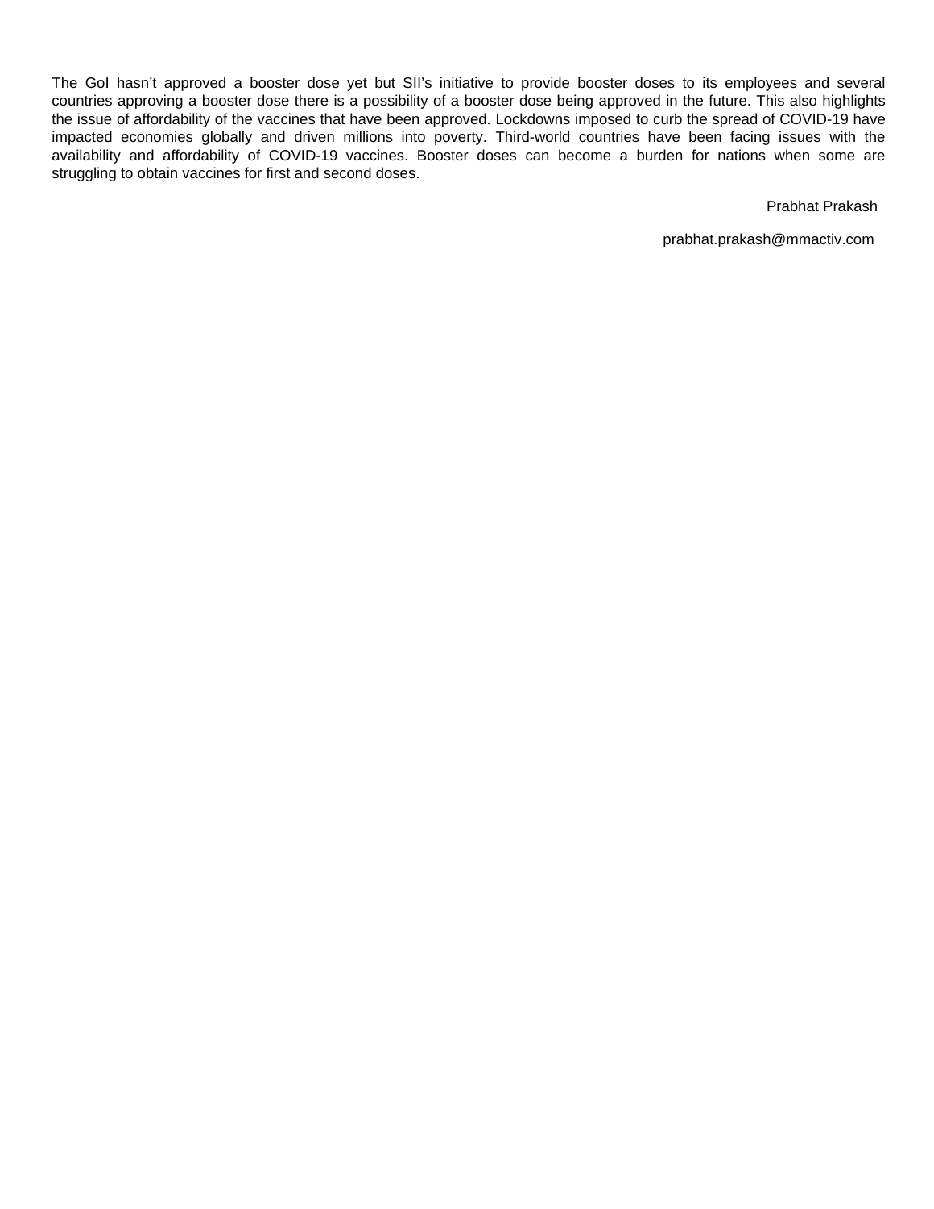The GoI hasn't approved a booster dose yet but SII's initiative to provide booster doses to its employees and several countries approving a booster dose there is a possibility of a booster dose being approved in the future. This also highlights the issue of affordability of the vaccines that have been approved. Lockdowns imposed to curb the spread of COVID-19 have impacted economies globally and driven millions into poverty. Third-world countries have been facing issues with the availability and affordability of COVID-19 vaccines. Booster doses can become a burden for nations when some are struggling to obtain vaccines for first and second doses.

Prabhat Prakash

prabhat.prakash@mmactiv.com